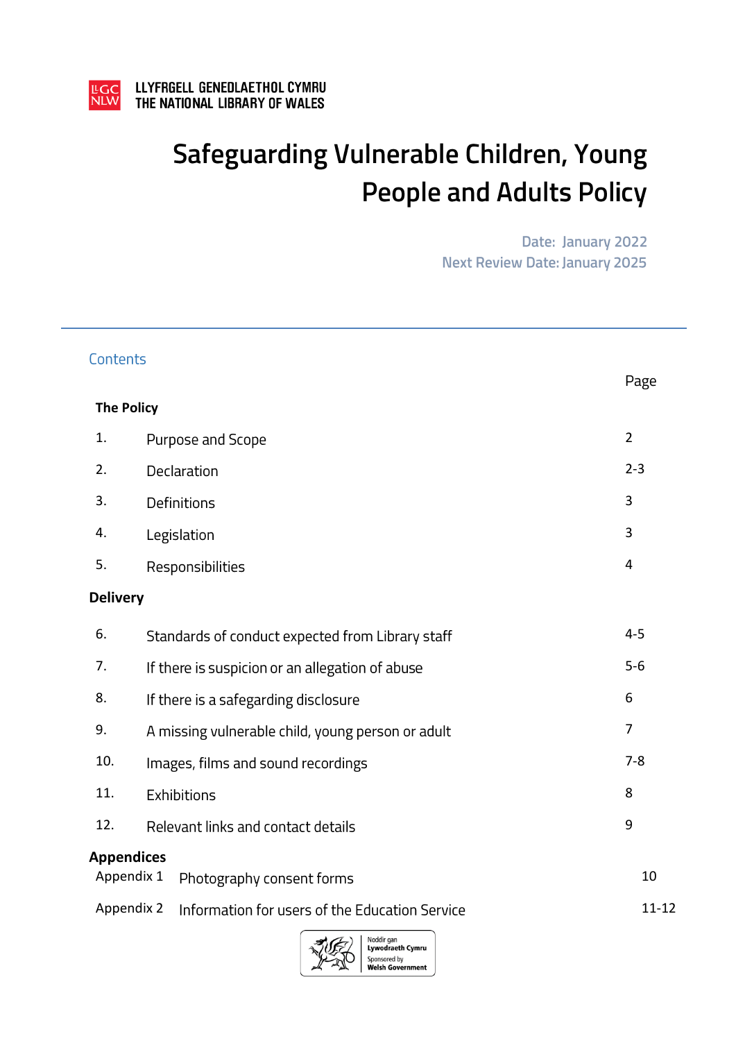LLYFRGELL GENEDLAETHOL CYMRU
THE NATIONAL LIBRARY OF WALES

# Safeguarding Vulnerable Children, Young People and Adults Policy

Date: January 2022
Next Review Date: January 2025

## Contents

| | | Page |
|---|---|---|
| **The Policy** | | |
| 1. | Purpose and Scope | 2 |
| 2. | Declaration | 2-3 |
| 3. | Definitions | 3 |
| 4. | Legislation | 3 |
| 5. | Responsibilities | 4 |
| **Delivery** | | |
| 6. | Standards of conduct expected from Library staff | 4-5 |
| 7. | If there is suspicion or an allegation of abuse | 5-6 |
| 8. | If there is a safegarding disclosure | 6 |
| 9. | A missing vulnerable child, young person or adult | 7 |
| 10. | Images, films and sound recordings | 7-8 |
| 11. | Exhibitions | 8 |
| 12. | Relevant links and contact details | 9 |
| **Appendices** | | |
| Appendix 1 | Photography consent forms | 10 |
| Appendix 2 | Information for users of the Education Service | 11-12 |

Noddir gan Lywodraeth Cymru
Sponsored by Welsh Government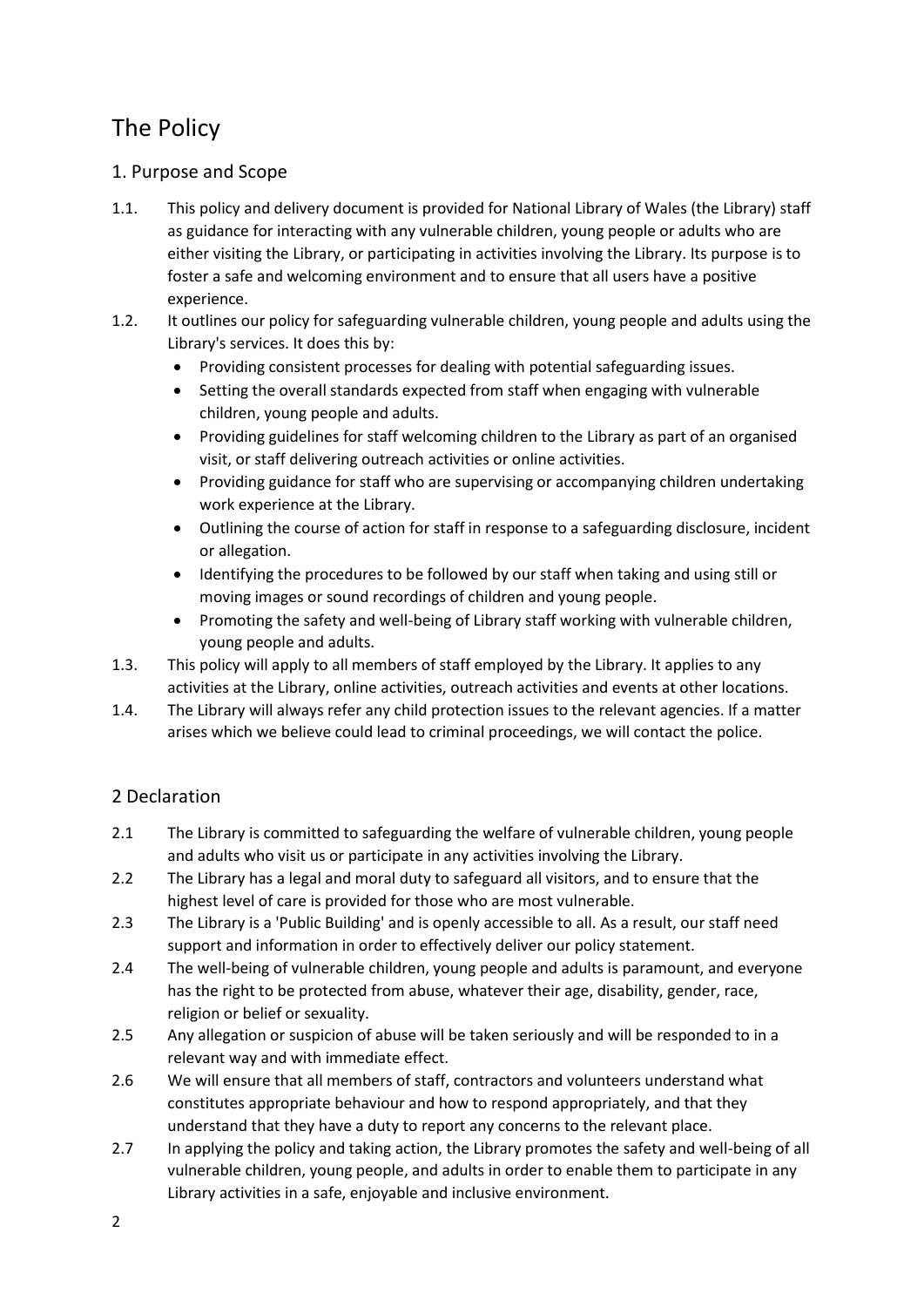# The Policy

## 1. Purpose and Scope

1.1. This policy and delivery document is provided for National Library of Wales (the Library) staff as guidance for interacting with any vulnerable children, young people or adults who are either visiting the Library, or participating in activities involving the Library. Its purpose is to foster a safe and welcoming environment and to ensure that all users have a positive experience.

1.2. It outlines our policy for safeguarding vulnerable children, young people and adults using the Library's services. It does this by:

- Providing consistent processes for dealing with potential safeguarding issues.
- Setting the overall standards expected from staff when engaging with vulnerable children, young people and adults.
- Providing guidelines for staff welcoming children to the Library as part of an organised visit, or staff delivering outreach activities or online activities.
- Providing guidance for staff who are supervising or accompanying children undertaking work experience at the Library.
- Outlining the course of action for staff in response to a safeguarding disclosure, incident or allegation.
- Identifying the procedures to be followed by our staff when taking and using still or moving images or sound recordings of children and young people.
- Promoting the safety and well-being of Library staff working with vulnerable children, young people and adults.

1.3. This policy will apply to all members of staff employed by the Library. It applies to any activities at the Library, online activities, outreach activities and events at other locations.

1.4. The Library will always refer any child protection issues to the relevant agencies. If a matter arises which we believe could lead to criminal proceedings, we will contact the police.

## 2 Declaration

2.1 The Library is committed to safeguarding the welfare of vulnerable children, young people and adults who visit us or participate in any activities involving the Library.

2.2 The Library has a legal and moral duty to safeguard all visitors, and to ensure that the highest level of care is provided for those who are most vulnerable.

2.3 The Library is a 'Public Building' and is openly accessible to all. As a result, our staff need support and information in order to effectively deliver our policy statement.

2.4 The well-being of vulnerable children, young people and adults is paramount, and everyone has the right to be protected from abuse, whatever their age, disability, gender, race, religion or belief or sexuality.

2.5 Any allegation or suspicion of abuse will be taken seriously and will be responded to in a relevant way and with immediate effect.

2.6 We will ensure that all members of staff, contractors and volunteers understand what constitutes appropriate behaviour and how to respond appropriately, and that they understand that they have a duty to report any concerns to the relevant place.

2.7 In applying the policy and taking action, the Library promotes the safety and well-being of all vulnerable children, young people, and adults in order to enable them to participate in any Library activities in a safe, enjoyable and inclusive environment.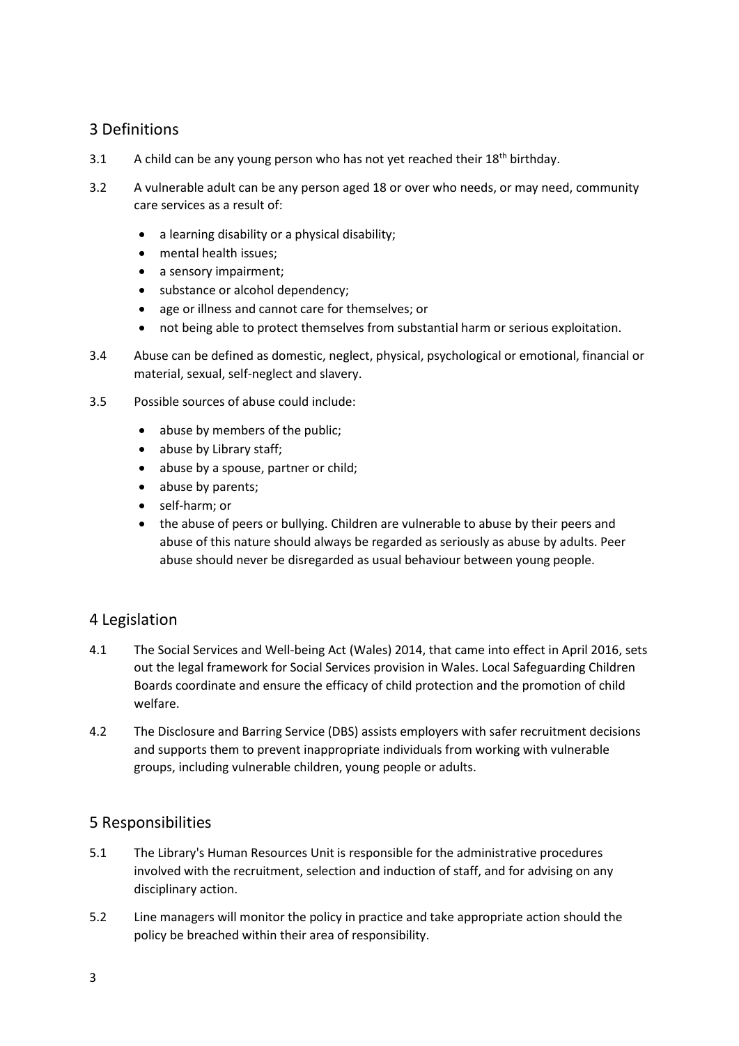## 3 Definitions

3.1 A child can be any young person who has not yet reached their 18th birthday.

3.2 A vulnerable adult can be any person aged 18 or over who needs, or may need, community care services as a result of:

- a learning disability or a physical disability;
- mental health issues;
- a sensory impairment;
- substance or alcohol dependency;
- age or illness and cannot care for themselves; or
- not being able to protect themselves from substantial harm or serious exploitation.

3.4 Abuse can be defined as domestic, neglect, physical, psychological or emotional, financial or material, sexual, self-neglect and slavery.

3.5 Possible sources of abuse could include:

- abuse by members of the public;
- abuse by Library staff;
- abuse by a spouse, partner or child;
- abuse by parents;
- self-harm; or
- the abuse of peers or bullying. Children are vulnerable to abuse by their peers and abuse of this nature should always be regarded as seriously as abuse by adults. Peer abuse should never be disregarded as usual behaviour between young people.

## 4 Legislation

4.1 The Social Services and Well-being Act (Wales) 2014, that came into effect in April 2016, sets out the legal framework for Social Services provision in Wales. Local Safeguarding Children Boards coordinate and ensure the efficacy of child protection and the promotion of child welfare.

4.2 The Disclosure and Barring Service (DBS) assists employers with safer recruitment decisions and supports them to prevent inappropriate individuals from working with vulnerable groups, including vulnerable children, young people or adults.

## 5 Responsibilities

5.1 The Library's Human Resources Unit is responsible for the administrative procedures involved with the recruitment, selection and induction of staff, and for advising on any disciplinary action.

5.2 Line managers will monitor the policy in practice and take appropriate action should the policy be breached within their area of responsibility.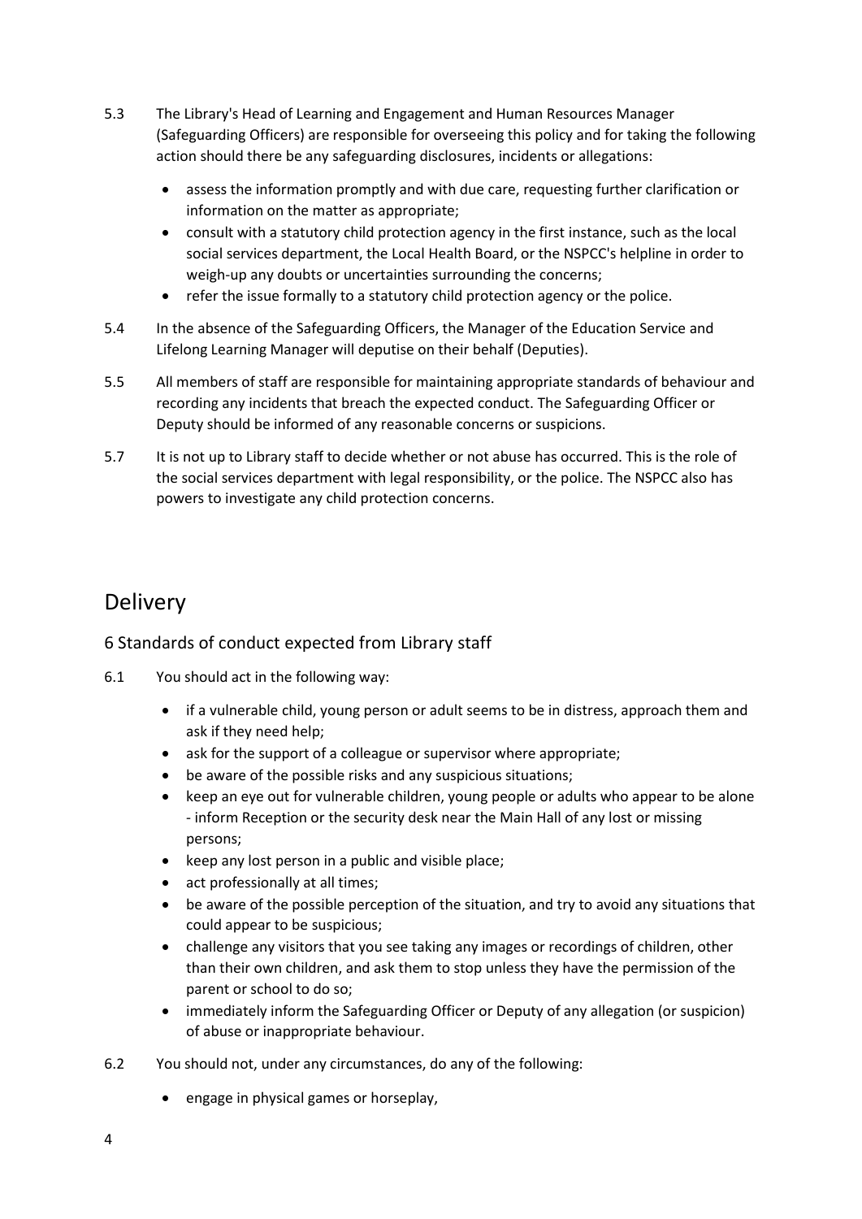5.3 The Library's Head of Learning and Engagement and Human Resources Manager (Safeguarding Officers) are responsible for overseeing this policy and for taking the following action should there be any safeguarding disclosures, incidents or allegations:

- assess the information promptly and with due care, requesting further clarification or information on the matter as appropriate;
- consult with a statutory child protection agency in the first instance, such as the local social services department, the Local Health Board, or the NSPCC's helpline in order to weigh-up any doubts or uncertainties surrounding the concerns;
- refer the issue formally to a statutory child protection agency or the police.

5.4 In the absence of the Safeguarding Officers, the Manager of the Education Service and Lifelong Learning Manager will deputise on their behalf (Deputies).

5.5 All members of staff are responsible for maintaining appropriate standards of behaviour and recording any incidents that breach the expected conduct. The Safeguarding Officer or Deputy should be informed of any reasonable concerns or suspicions.

5.7 It is not up to Library staff to decide whether or not abuse has occurred. This is the role of the social services department with legal responsibility, or the police. The NSPCC also has powers to investigate any child protection concerns.

# Delivery

## 6 Standards of conduct expected from Library staff

6.1 You should act in the following way:

- if a vulnerable child, young person or adult seems to be in distress, approach them and ask if they need help;
- ask for the support of a colleague or supervisor where appropriate;
- be aware of the possible risks and any suspicious situations;
- keep an eye out for vulnerable children, young people or adults who appear to be alone - inform Reception or the security desk near the Main Hall of any lost or missing persons;
- keep any lost person in a public and visible place;
- act professionally at all times;
- be aware of the possible perception of the situation, and try to avoid any situations that could appear to be suspicious;
- challenge any visitors that you see taking any images or recordings of children, other than their own children, and ask them to stop unless they have the permission of the parent or school to do so;
- immediately inform the Safeguarding Officer or Deputy of any allegation (or suspicion) of abuse or inappropriate behaviour.

6.2 You should not, under any circumstances, do any of the following:

- engage in physical games or horseplay,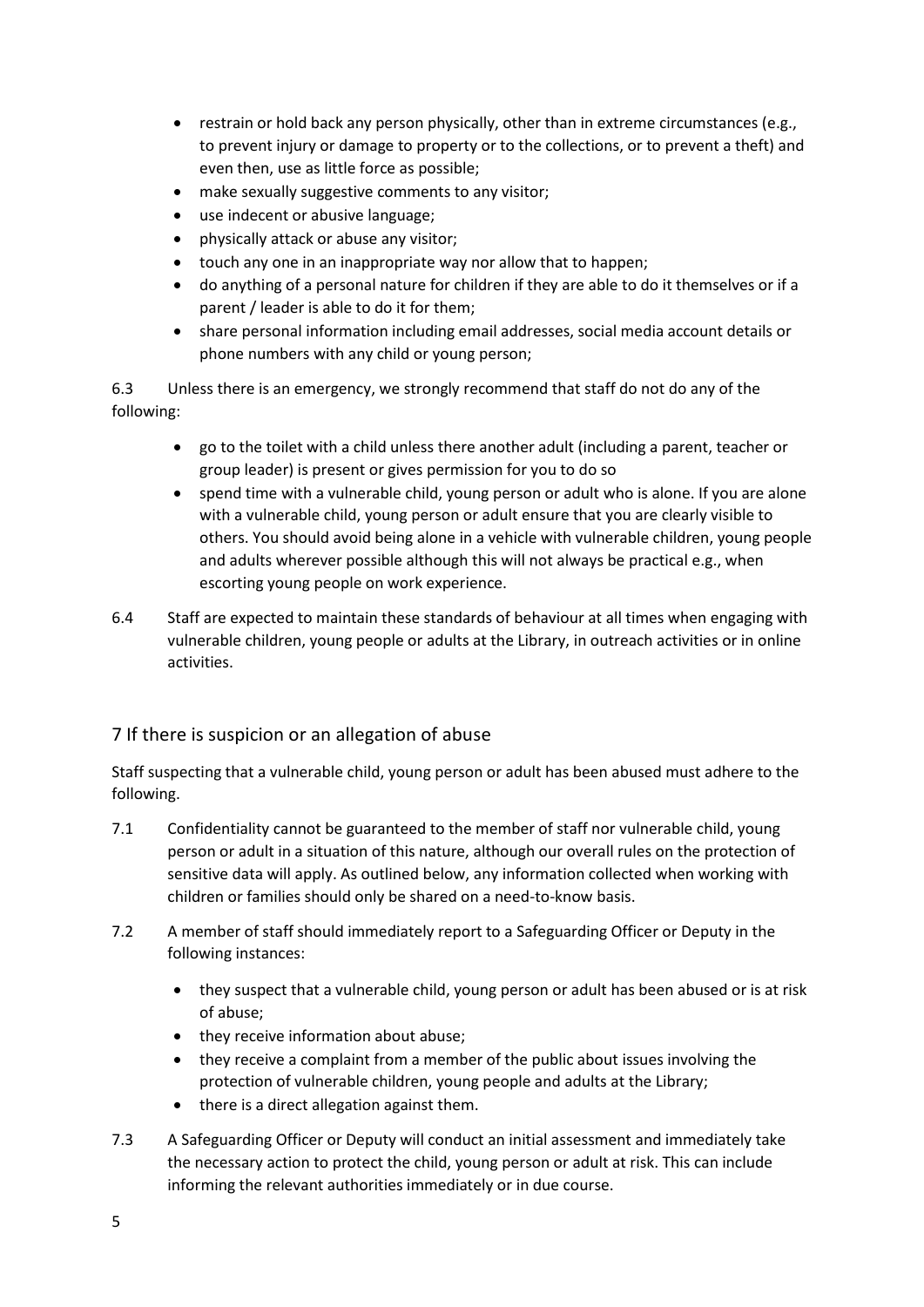- restrain or hold back any person physically, other than in extreme circumstances (e.g., to prevent injury or damage to property or to the collections, or to prevent a theft) and even then, use as little force as possible;
- make sexually suggestive comments to any visitor;
- use indecent or abusive language;
- physically attack or abuse any visitor;
- touch any one in an inappropriate way nor allow that to happen;
- do anything of a personal nature for children if they are able to do it themselves or if a parent / leader is able to do it for them;
- share personal information including email addresses, social media account details or phone numbers with any child or young person;

6.3 Unless there is an emergency, we strongly recommend that staff do not do any of the following:

- go to the toilet with a child unless there another adult (including a parent, teacher or group leader) is present or gives permission for you to do so
- spend time with a vulnerable child, young person or adult who is alone. If you are alone with a vulnerable child, young person or adult ensure that you are clearly visible to others. You should avoid being alone in a vehicle with vulnerable children, young people and adults wherever possible although this will not always be practical e.g., when escorting young people on work experience.

6.4 Staff are expected to maintain these standards of behaviour at all times when engaging with vulnerable children, young people or adults at the Library, in outreach activities or in online activities.

## 7 If there is suspicion or an allegation of abuse

Staff suspecting that a vulnerable child, young person or adult has been abused must adhere to the following.

7.1 Confidentiality cannot be guaranteed to the member of staff nor vulnerable child, young person or adult in a situation of this nature, although our overall rules on the protection of sensitive data will apply. As outlined below, any information collected when working with children or families should only be shared on a need-to-know basis.

7.2 A member of staff should immediately report to a Safeguarding Officer or Deputy in the following instances:

- they suspect that a vulnerable child, young person or adult has been abused or is at risk of abuse;
- they receive information about abuse;
- they receive a complaint from a member of the public about issues involving the protection of vulnerable children, young people and adults at the Library;
- there is a direct allegation against them.

7.3 A Safeguarding Officer or Deputy will conduct an initial assessment and immediately take the necessary action to protect the child, young person or adult at risk. This can include informing the relevant authorities immediately or in due course.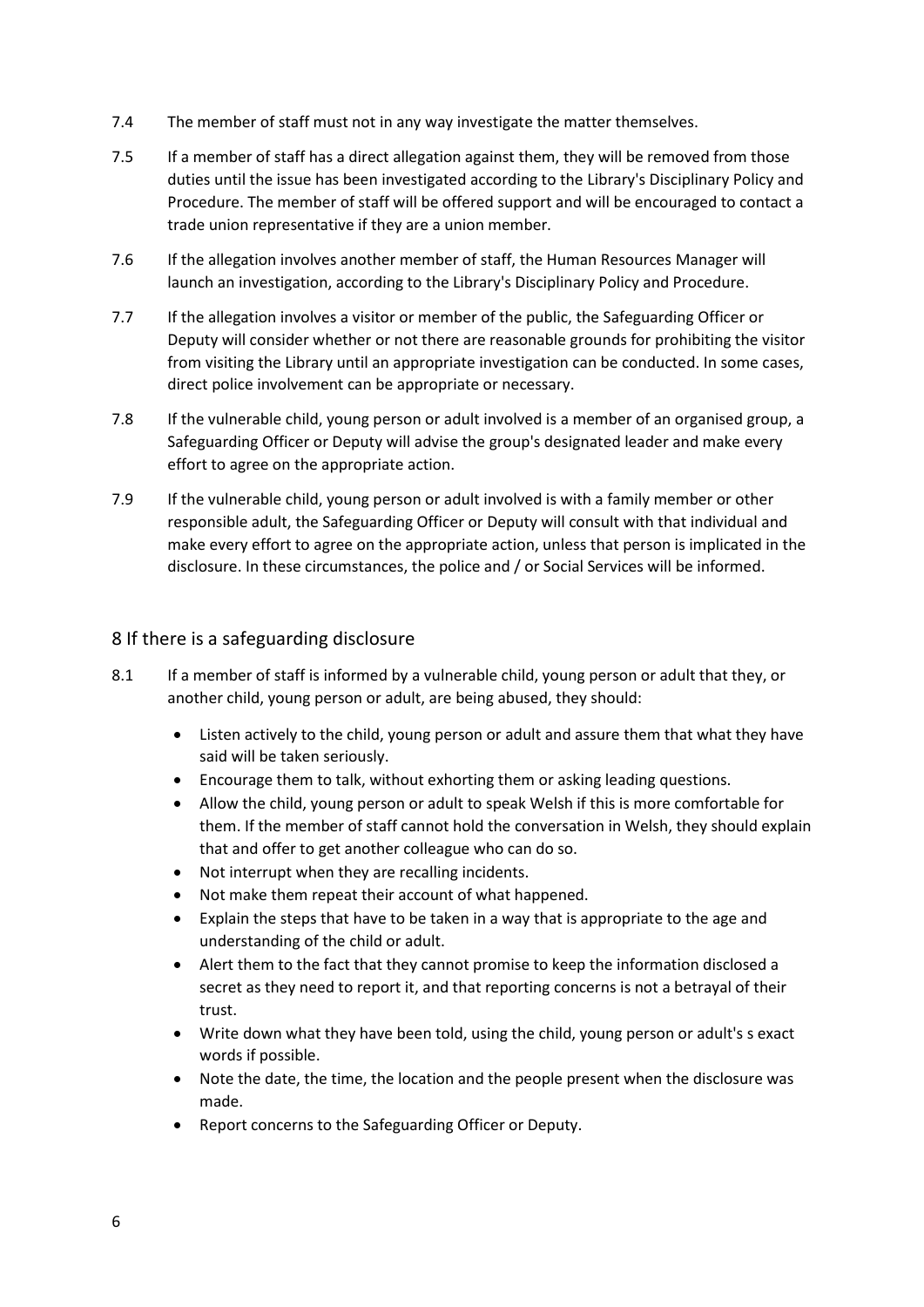7.4 The member of staff must not in any way investigate the matter themselves.

7.5 If a member of staff has a direct allegation against them, they will be removed from those duties until the issue has been investigated according to the Library's Disciplinary Policy and Procedure. The member of staff will be offered support and will be encouraged to contact a trade union representative if they are a union member.

7.6 If the allegation involves another member of staff, the Human Resources Manager will launch an investigation, according to the Library's Disciplinary Policy and Procedure.

7.7 If the allegation involves a visitor or member of the public, the Safeguarding Officer or Deputy will consider whether or not there are reasonable grounds for prohibiting the visitor from visiting the Library until an appropriate investigation can be conducted. In some cases, direct police involvement can be appropriate or necessary.

7.8 If the vulnerable child, young person or adult involved is a member of an organised group, a Safeguarding Officer or Deputy will advise the group's designated leader and make every effort to agree on the appropriate action.

7.9 If the vulnerable child, young person or adult involved is with a family member or other responsible adult, the Safeguarding Officer or Deputy will consult with that individual and make every effort to agree on the appropriate action, unless that person is implicated in the disclosure. In these circumstances, the police and / or Social Services will be informed.

## 8 If there is a safeguarding disclosure

8.1 If a member of staff is informed by a vulnerable child, young person or adult that they, or another child, young person or adult, are being abused, they should:

- Listen actively to the child, young person or adult and assure them that what they have said will be taken seriously.
- Encourage them to talk, without exhorting them or asking leading questions.
- Allow the child, young person or adult to speak Welsh if this is more comfortable for them. If the member of staff cannot hold the conversation in Welsh, they should explain that and offer to get another colleague who can do so.
- Not interrupt when they are recalling incidents.
- Not make them repeat their account of what happened.
- Explain the steps that have to be taken in a way that is appropriate to the age and understanding of the child or adult.
- Alert them to the fact that they cannot promise to keep the information disclosed a secret as they need to report it, and that reporting concerns is not a betrayal of their trust.
- Write down what they have been told, using the child, young person or adult's s exact words if possible.
- Note the date, the time, the location and the people present when the disclosure was made.
- Report concerns to the Safeguarding Officer or Deputy.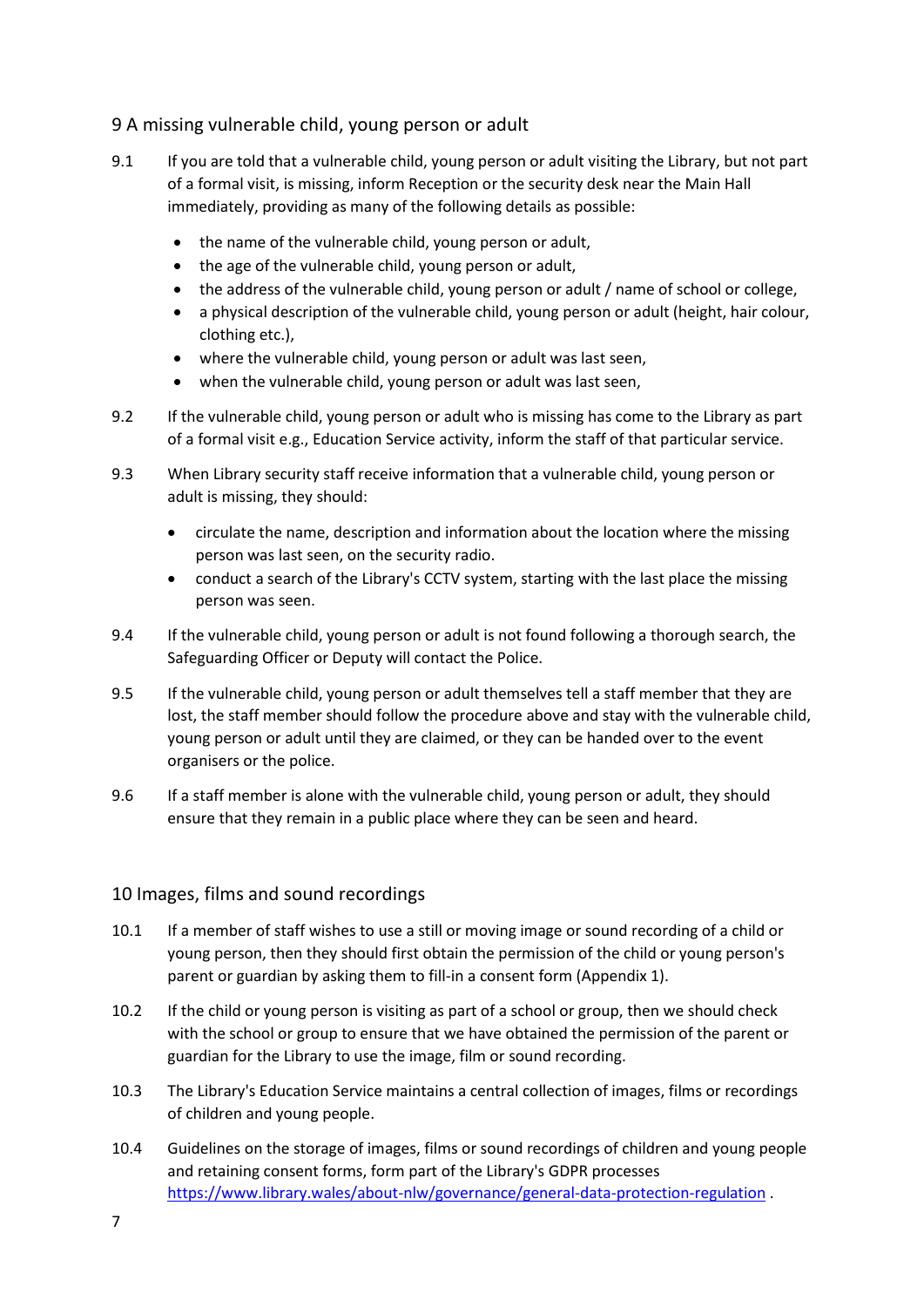## 9 A missing vulnerable child, young person or adult

9.1 If you are told that a vulnerable child, young person or adult visiting the Library, but not part of a formal visit, is missing, inform Reception or the security desk near the Main Hall immediately, providing as many of the following details as possible:

- the name of the vulnerable child, young person or adult,
- the age of the vulnerable child, young person or adult,
- the address of the vulnerable child, young person or adult / name of school or college,
- a physical description of the vulnerable child, young person or adult (height, hair colour, clothing etc.),
- where the vulnerable child, young person or adult was last seen,
- when the vulnerable child, young person or adult was last seen,

9.2 If the vulnerable child, young person or adult who is missing has come to the Library as part of a formal visit e.g., Education Service activity, inform the staff of that particular service.

9.3 When Library security staff receive information that a vulnerable child, young person or adult is missing, they should:

- circulate the name, description and information about the location where the missing person was last seen, on the security radio.
- conduct a search of the Library's CCTV system, starting with the last place the missing person was seen.

9.4 If the vulnerable child, young person or adult is not found following a thorough search, the Safeguarding Officer or Deputy will contact the Police.

9.5 If the vulnerable child, young person or adult themselves tell a staff member that they are lost, the staff member should follow the procedure above and stay with the vulnerable child, young person or adult until they are claimed, or they can be handed over to the event organisers or the police.

9.6 If a staff member is alone with the vulnerable child, young person or adult, they should ensure that they remain in a public place where they can be seen and heard.

## 10 Images, films and sound recordings

10.1 If a member of staff wishes to use a still or moving image or sound recording of a child or young person, then they should first obtain the permission of the child or young person's parent or guardian by asking them to fill-in a consent form (Appendix 1).

10.2 If the child or young person is visiting as part of a school or group, then we should check with the school or group to ensure that we have obtained the permission of the parent or guardian for the Library to use the image, film or sound recording.

10.3 The Library's Education Service maintains a central collection of images, films or recordings of children and young people.

10.4 Guidelines on the storage of images, films or sound recordings of children and young people and retaining consent forms, form part of the Library's GDPR processes https://www.library.wales/about-nlw/governance/general-data-protection-regulation .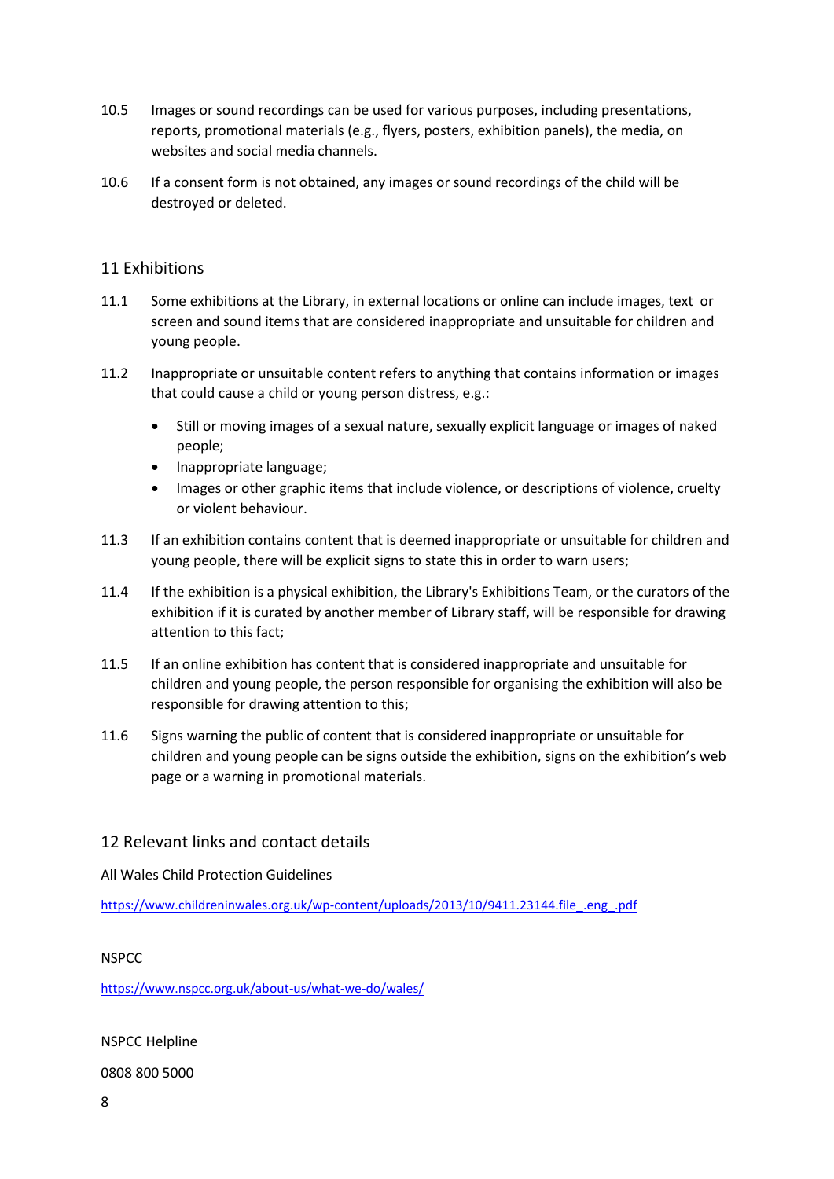10.5 Images or sound recordings can be used for various purposes, including presentations, reports, promotional materials (e.g., flyers, posters, exhibition panels), the media, on websites and social media channels.

10.6 If a consent form is not obtained, any images or sound recordings of the child will be destroyed or deleted.

## 11 Exhibitions

11.1 Some exhibitions at the Library, in external locations or online can include images, text or screen and sound items that are considered inappropriate and unsuitable for children and young people.

11.2 Inappropriate or unsuitable content refers to anything that contains information or images that could cause a child or young person distress, e.g.:

- Still or moving images of a sexual nature, sexually explicit language or images of naked people;
- Inappropriate language;
- Images or other graphic items that include violence, or descriptions of violence, cruelty or violent behaviour.

11.3 If an exhibition contains content that is deemed inappropriate or unsuitable for children and young people, there will be explicit signs to state this in order to warn users;

11.4 If the exhibition is a physical exhibition, the Library's Exhibitions Team, or the curators of the exhibition if it is curated by another member of Library staff, will be responsible for drawing attention to this fact;

11.5 If an online exhibition has content that is considered inappropriate and unsuitable for children and young people, the person responsible for organising the exhibition will also be responsible for drawing attention to this;

11.6 Signs warning the public of content that is considered inappropriate or unsuitable for children and young people can be signs outside the exhibition, signs on the exhibition's web page or a warning in promotional materials.

## 12 Relevant links and contact details

All Wales Child Protection Guidelines

https://www.childreninwales.org.uk/wp-content/uploads/2013/10/9411.23144.file_.eng_.pdf

NSPCC

https://www.nspcc.org.uk/about-us/what-we-do/wales/

NSPCC Helpline

0808 800 5000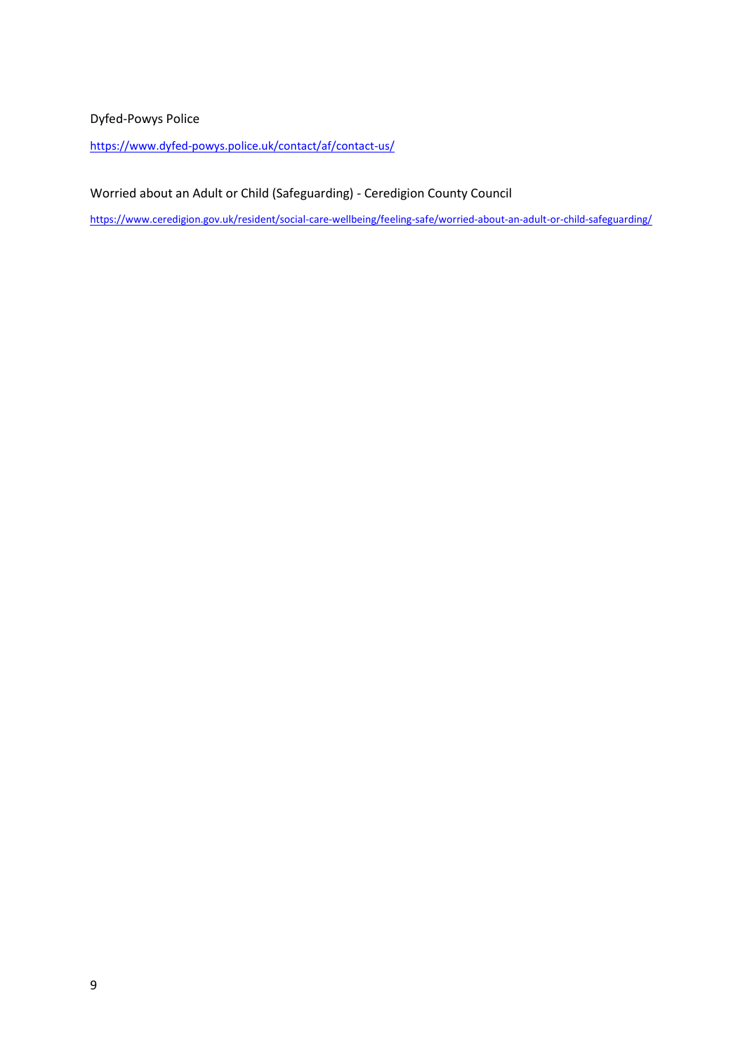Dyfed-Powys Police

https://www.dyfed-powys.police.uk/contact/af/contact-us/

Worried about an Adult or Child (Safeguarding) - Ceredigion County Council

https://www.ceredigion.gov.uk/resident/social-care-wellbeing/feeling-safe/worried-about-an-adult-or-child-safeguarding/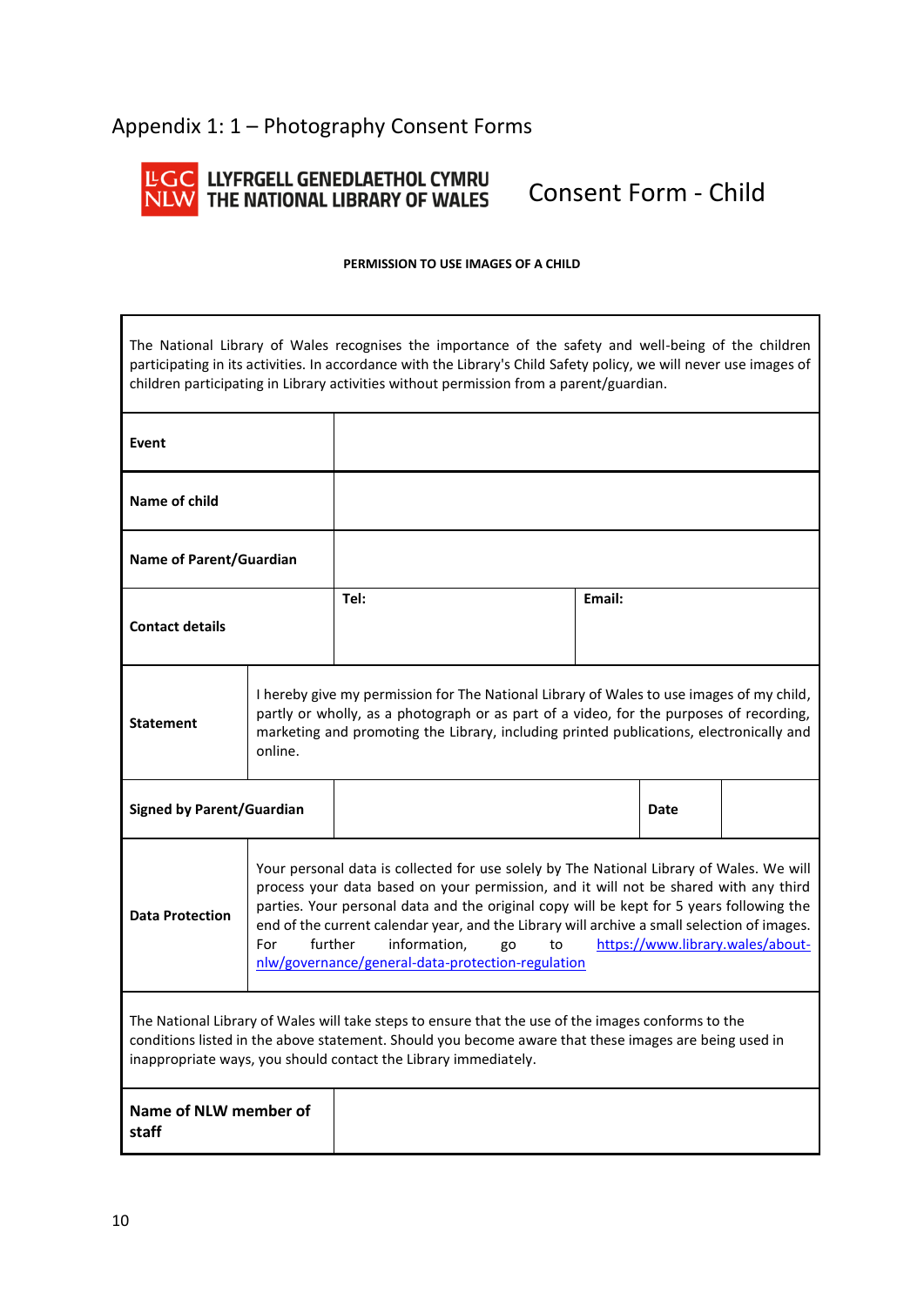## Appendix 1: 1 – Photography Consent Forms

LLYFRGELL GENEDLAETHOL CYMRU
THE NATIONAL LIBRARY OF WALES

# Consent Form - Child

**PERMISSION TO USE IMAGES OF A CHILD**

The National Library of Wales recognises the importance of the safety and well-being of the children participating in its activities. In accordance with the Library's Child Safety policy, we will never use images of children participating in Library activities without permission from a parent/guardian.

| | | |
|---|---|---|
| **Event** | | |
| **Name of child** | | |
| **Name of Parent/Guardian** | | |
| **Contact details** | **Tel:** | **Email:** |

| | |
|---|---|
| **Statement** | I hereby give my permission for The National Library of Wales to use images of my child, partly or wholly, as a photograph or as part of a video, for the purposes of recording, marketing and promoting the Library, including printed publications, electronically and online. |

| | | | |
|---|---|---|---|
| **Signed by Parent/Guardian** | | **Date** | |

| | |
|---|---|
| **Data Protection** | Your personal data is collected for use solely by The National Library of Wales. We will process your data based on your permission, and it will not be shared with any third parties. Your personal data and the original copy will be kept for 5 years following the end of the current calendar year, and the Library will archive a small selection of images. For further information, go to [https://www.library.wales/about-nlw/governance/general-data-protection-regulation](https://www.library.wales/about-nlw/governance/general-data-protection-regulation) |

The National Library of Wales will take steps to ensure that the use of the images conforms to the conditions listed in the above statement. Should you become aware that these images are being used in inappropriate ways, you should contact the Library immediately.

| | |
|---|---|
| **Name of NLW member of staff** | |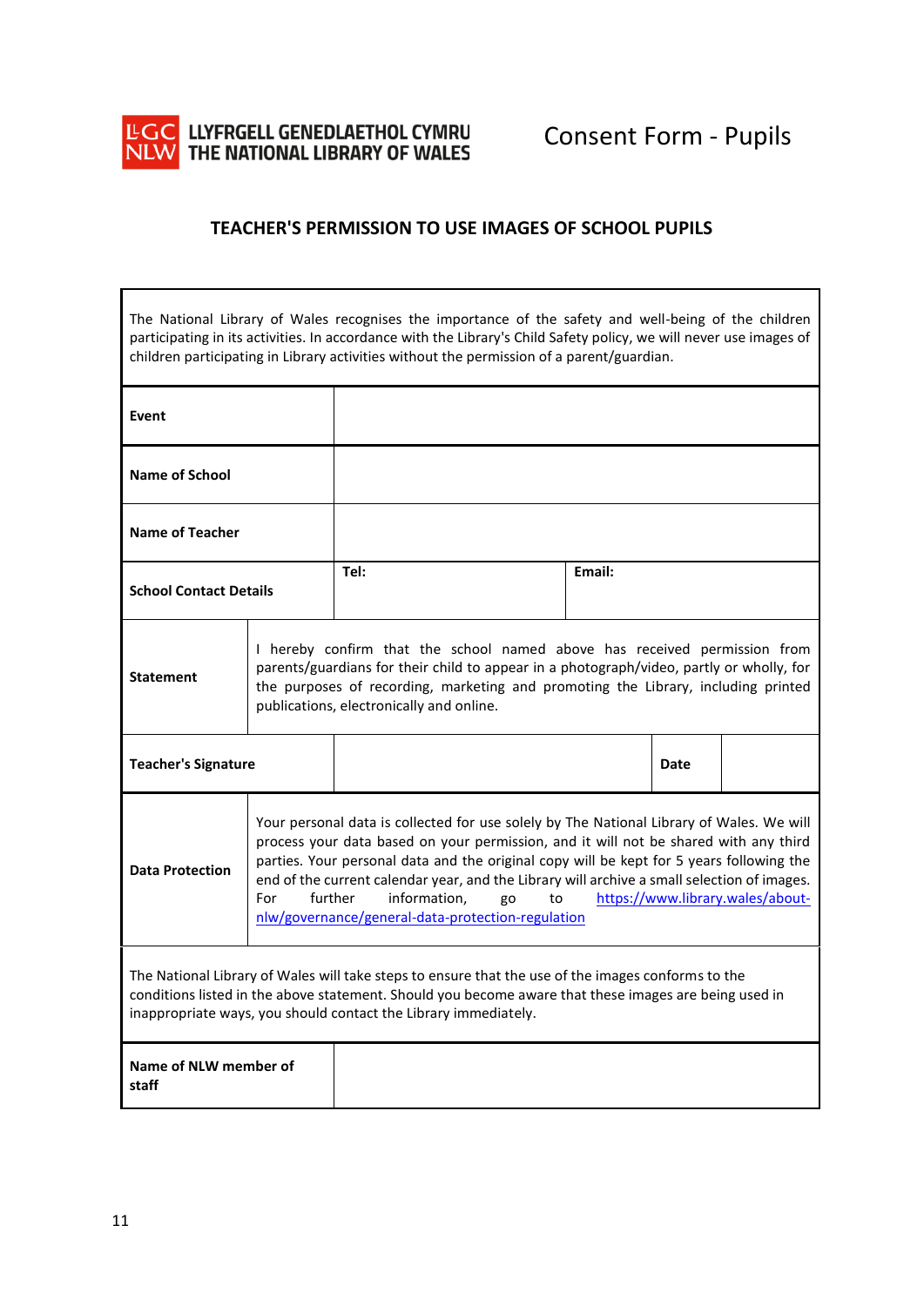LLYFRGELL GENEDLAETHOL CYMRU
THE NATIONAL LIBRARY OF WALES

# Consent Form - Pupils

## TEACHER'S PERMISSION TO USE IMAGES OF SCHOOL PUPILS

The National Library of Wales recognises the importance of the safety and well-being of the children participating in its activities. In accordance with the Library's Child Safety policy, we will never use images of children participating in Library activities without the permission of a parent/guardian.

| | | | |
|---|---|---|---|
| **Event** | | | |
| **Name of School** | | | |
| **Name of Teacher** | | | |
| **School Contact Details** | **Tel:** | **Email:** | |
| **Statement** | I hereby confirm that the school named above has received permission from parents/guardians for their child to appear in a photograph/video, partly or wholly, for the purposes of recording, marketing and promoting the Library, including printed publications, electronically and online. | | |
| **Teacher's Signature** | | **Date** | |
| **Data Protection** | Your personal data is collected for use solely by The National Library of Wales. We will process your data based on your permission, and it will not be shared with any third parties. Your personal data and the original copy will be kept for 5 years following the end of the current calendar year, and the Library will archive a small selection of images. For further information, go to https://www.library.wales/about-nlw/governance/general-data-protection-regulation | | |

The National Library of Wales will take steps to ensure that the use of the images conforms to the conditions listed in the above statement. Should you become aware that these images are being used in inappropriate ways, you should contact the Library immediately.

| | |
|---|---|
| **Name of NLW member of staff** | |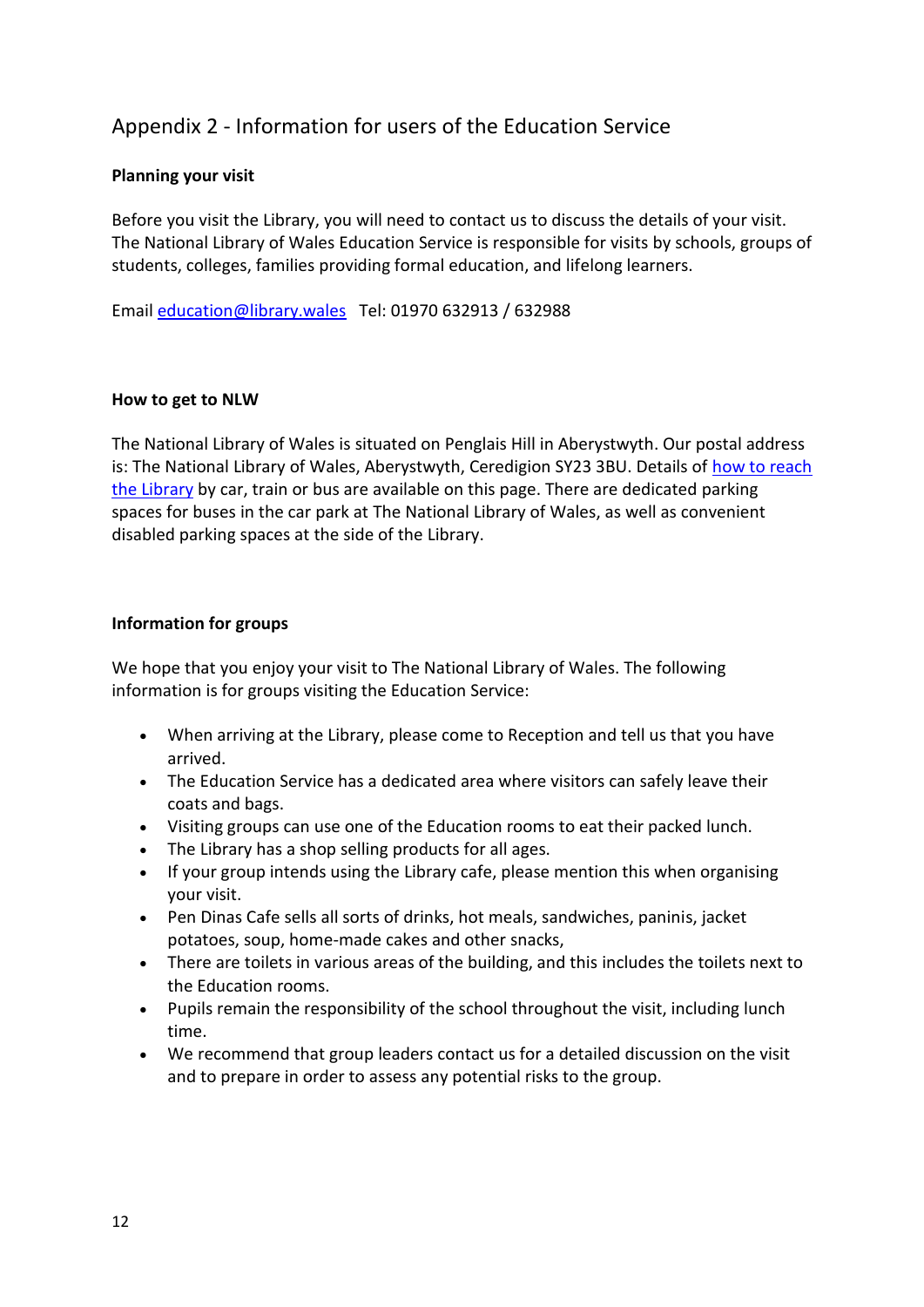## Appendix 2 - Information for users of the Education Service

**Planning your visit**

Before you visit the Library, you will need to contact us to discuss the details of your visit. The National Library of Wales Education Service is responsible for visits by schools, groups of students, colleges, families providing formal education, and lifelong learners.

Email education@library.wales Tel: 01970 632913 / 632988

**How to get to NLW**

The National Library of Wales is situated on Penglais Hill in Aberystwyth. Our postal address is: The National Library of Wales, Aberystwyth, Ceredigion SY23 3BU. Details of how to reach the Library by car, train or bus are available on this page. There are dedicated parking spaces for buses in the car park at The National Library of Wales, as well as convenient disabled parking spaces at the side of the Library.

**Information for groups**

We hope that you enjoy your visit to The National Library of Wales. The following information is for groups visiting the Education Service:

- When arriving at the Library, please come to Reception and tell us that you have arrived.
- The Education Service has a dedicated area where visitors can safely leave their coats and bags.
- Visiting groups can use one of the Education rooms to eat their packed lunch.
- The Library has a shop selling products for all ages.
- If your group intends using the Library cafe, please mention this when organising your visit.
- Pen Dinas Cafe sells all sorts of drinks, hot meals, sandwiches, paninis, jacket potatoes, soup, home-made cakes and other snacks,
- There are toilets in various areas of the building, and this includes the toilets next to the Education rooms.
- Pupils remain the responsibility of the school throughout the visit, including lunch time.
- We recommend that group leaders contact us for a detailed discussion on the visit and to prepare in order to assess any potential risks to the group.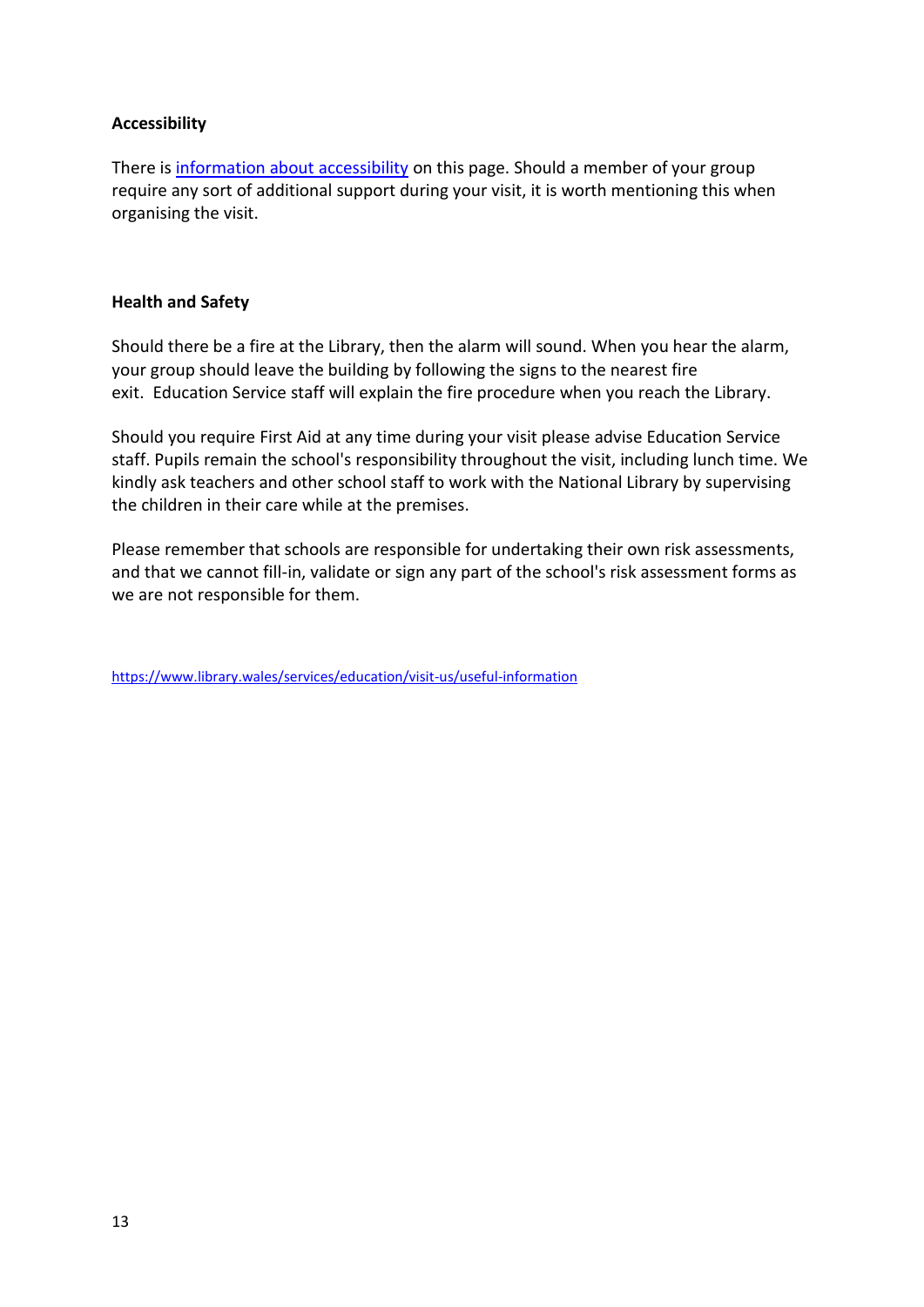**Accessibility**

There is information about accessibility on this page. Should a member of your group require any sort of additional support during your visit, it is worth mentioning this when organising the visit.

**Health and Safety**

Should there be a fire at the Library, then the alarm will sound. When you hear the alarm, your group should leave the building by following the signs to the nearest fire exit. Education Service staff will explain the fire procedure when you reach the Library.

Should you require First Aid at any time during your visit please advise Education Service staff. Pupils remain the school's responsibility throughout the visit, including lunch time. We kindly ask teachers and other school staff to work with the National Library by supervising the children in their care while at the premises.

Please remember that schools are responsible for undertaking their own risk assessments, and that we cannot fill-in, validate or sign any part of the school's risk assessment forms as we are not responsible for them.

https://www.library.wales/services/education/visit-us/useful-information